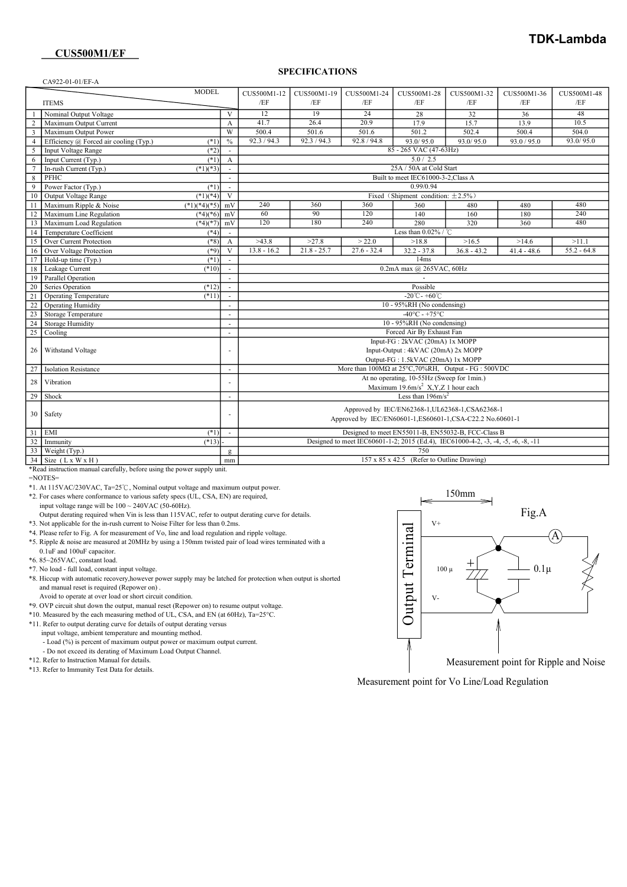**TDK-Lambda**

**CUS500M1/EF**

## SPECIFICATIONS

CA922-01-01/EF-A

| | ITEMS / MODEL | | | CUS500M1-12 /EF | CUS500M1-19 /EF | CUS500M1-24 /EF | CUS500M1-28 /EF | CUS500M1-32 /EF | CUS500M1-36 /EF | CUS500M1-48 /EF |
|---|---|---|---|---|---|---|---|---|---|---|
| 1 | Nominal Output Voltage | | V | 12 | 19 | 24 | 28 | 32 | 36 | 48 |
| 2 | Maximum Output Current | | A | 41.7 | 26.4 | 20.9 | 17.9 | 15.7 | 13.9 | 10.5 |
| 3 | Maximum Output Power | | W | 500.4 | 501.6 | 501.6 | 501.2 | 502.4 | 500.4 | 504.0 |
| 4 | Efficiency @ Forced air cooling (Typ.) | (*1) | % | 92.3 / 94.3 | 92.3 / 94.3 | 92.8 / 94.8 | 93.0/ 95.0 | 93.0/ 95.0 | 93.0 / 95.0 | 93.0/ 95.0 |
| 5 | Input Voltage Range | (*2) | - | 85 - 265 VAC (47-63Hz) | | | | | | |
| 6 | Input Current (Typ.) | (*1) | A | 5.0 / 2.5 | | | | | | |
| 7 | In-rush Current (Typ.) | (*1)(*3) | - | 25A / 50A at Cold Start | | | | | | |
| 8 | PFHC | | - | Built to meet IEC61000-3-2,Class A | | | | | | |
| 9 | Power Factor (Typ.) | (*1) | - | 0.99/0.94 | | | | | | |
| 10 | Output Voltage Range | (*1)(*4) | V | Fixed（Shipment condition: ±2.5%） | | | | | | |
| 11 | Maximum Ripple & Noise | (*1)(*4)(*5) | mV | 240 | 360 | 360 | 360 | 480 | 480 | 480 |
| 12 | Maximum Line Regulation | (*4)(*6) | mV | 60 | 90 | 120 | 140 | 160 | 180 | 240 |
| 13 | Maximum Load Regulation | (*4)(*7) | mV | 120 | 180 | 240 | 280 | 320 | 360 | 480 |
| 14 | Temperature Coefficient | (*4) | - | Less than 0.02% / ℃ | | | | | | |
| 15 | Over Current Protection | (*8) | A | >43.8 | >27.8 | > 22.0 | >18.8 | >16.5 | >14.6 | >11.1 |
| 16 | Over Voltage Protection | (*9) | V | 13.8 - 16.2 | 21.8 - 25.7 | 27.6 - 32.4 | 32.2 - 37.8 | 36.8 - 43.2 | 41.4 - 48.6 | 55.2 - 64.8 |
| 17 | Hold-up time (Typ.) | (*1) | - | 14ms | | | | | | |
| 18 | Leakage Current | (*10) | - | 0.2mA max @ 265VAC, 60Hz | | | | | | |
| 19 | Parallel Operation | | - | - | | | | | | |
| 20 | Series Operation | (*12) | - | Possible | | | | | | |
| 21 | Operating Temperature | (*11) | - | -20℃ - +60℃ | | | | | | |
| 22 | Operating Humidity | | - | 10 - 95%RH (No condensing) | | | | | | |
| 23 | Storage Temperature | | - | -40°C - +75°C | | | | | | |
| 24 | Storage Humidity | | - | 10 - 95%RH (No condensing) | | | | | | |
| 25 | Cooling | | - | Forced Air By Exhaust Fan | | | | | | |
| 26 | Withstand Voltage | | - | Input-FG : 2kVAC (20mA) 1x MOPP<br>Input-Output : 4kVAC (20mA) 2x MOPP<br>Output-FG : 1.5kVAC (20mA) 1x MOPP | | | | | | |
| 27 | Isolation Resistance | | - | More than 100MΩ at 25°C,70%RH, Output - FG : 500VDC | | | | | | |
| 28 | Vibration | | - | At no operating, 10-55Hz (Sweep for 1min.)<br>Maximum 19.6m/s$^2$ X,Y,Z 1 hour each | | | | | | |
| 29 | Shock | | - | Less than 196m/s$^2$ | | | | | | |
| 30 | Safety | | - | Approved by IEC/EN62368-1,UL62368-1,CSA62368-1<br>Approved by IEC/EN60601-1,ES60601-1,CSA-C22.2 No.60601-1 | | | | | | |
| 31 | EMI | (*1) | - | Designed to meet EN55011-B, EN55032-B, FCC-Class B | | | | | | |
| 32 | Immunity | (*13) | - | Designed to meet IEC60601-1-2; 2015 (Ed.4), IEC61000-4-2, -3, -4, -5, -6, -8, -11 | | | | | | |
| 33 | Weight (Typ.) | | g | 750 | | | | | | |
| 34 | Size（L x W x H） | | mm | 157 x 85 x 42.5 (Refer to Outline Drawing) | | | | | | |

*Read instruction manual carefully, before using the power supply unit.

=NOTES=

*1. At 115VAC/230VAC, Ta=25℃, Nominal output voltage and maximum output power.

*2. For cases where conformance to various safety specs (UL, CSA, EN) are required, input voltage range will be 100 ~ 240VAC (50-60Hz).
Output derating required when Vin is less than 115VAC, refer to output derating curve for details.

*3. Not applicable for the in-rush current to Noise Filter for less than 0.2ms.

*4. Please refer to Fig. A for measurement of Vo, line and load regulation and ripple voltage.

*5. Ripple & noise are measured at 20MHz by using a 150mm twisted pair of load wires terminated with a 0.1uF and 100uF capacitor.

*6. 85~265VAC, constant load.

*7. No load - full load, constant input voltage.

*8. Hiccup with automatic recovery,however power supply may be latched for protection when output is shorted and manual reset is required (Repower on).
Avoid to operate at over load or short circuit condition.

*9. OVP circuit shut down the output, manual reset (Repower on) to resume output voltage.

*10. Measured by the each measuring method of UL, CSA, and EN (at 60Hz), Ta=25°C.

*11. Refer to output derating curve for details of output derating versus input voltage, ambient temperature and mounting method.
- Load (%) is percent of maximum output power or maximum output current.
- Do not exceed its derating of Maximum Load Output Channel.

*12. Refer to Instruction Manual for details.

*13. Refer to Immunity Test Data for details.

Fig.A

150mm

Output Terminal

V+

V-

100 μ

0.1μ

A

Measurement point for Ripple and Noise

Measurement point for Vo Line/Load Regulation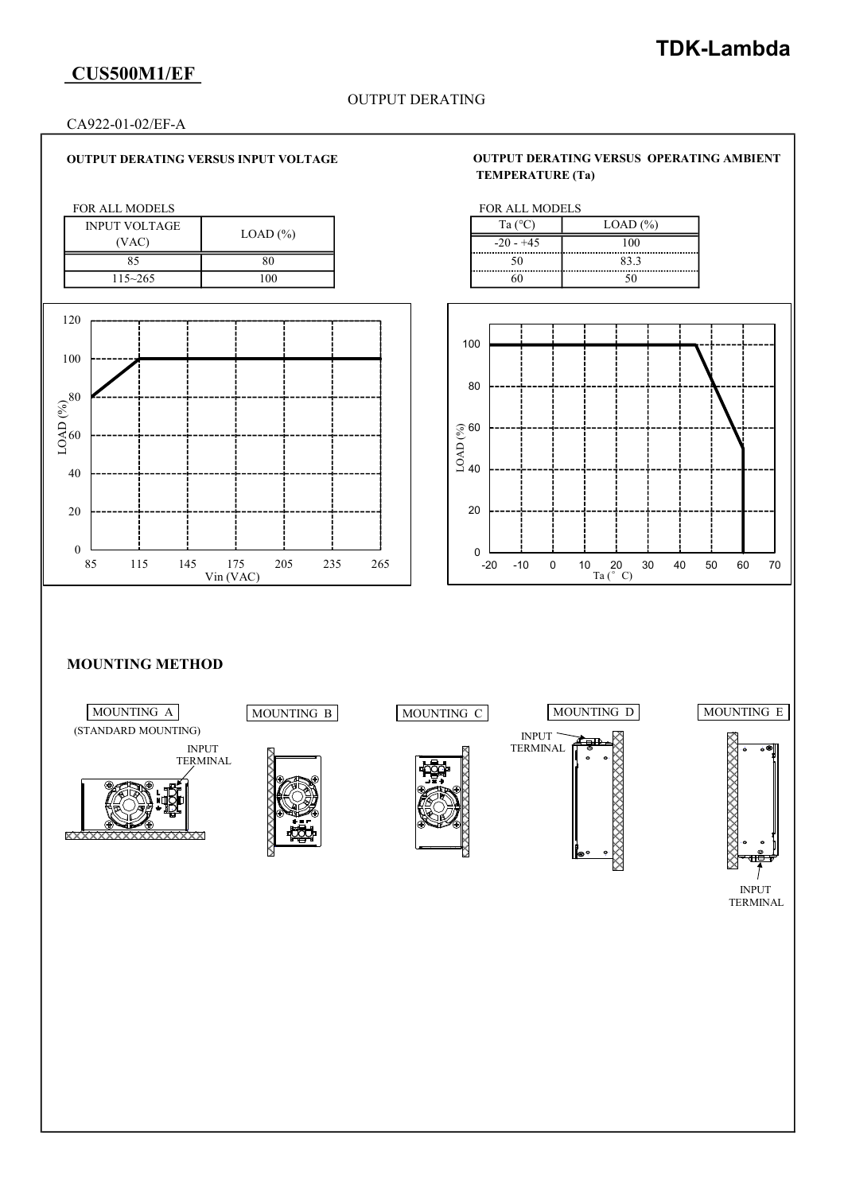# TDK-Lambda

## CUS500M1/EF

OUTPUT DERATING

CA922-01-02/EF-A

**OUTPUT DERATING VERSUS INPUT VOLTAGE**

FOR ALL MODELS

| INPUT VOLTAGE (VAC) | LOAD (%) |
|---|---|
| 85 | 80 |
| 115~265 | 100 |

120
100
80
60
40
20
0
LOAD (%)
85 115 145 175 205 235 265
Vin (VAC)

**OUTPUT DERATING VERSUS OPERATING AMBIENT TEMPERATURE (Ta)**

FOR ALL MODELS

| Ta (°C) | LOAD (%) |
|---|---|
| -20 - +45 | 100 |
| 50 | 83.3 |
| 60 | 50 |

100
80
60
40
20
0
LOAD (%)
-20 -10 0 10 20 30 40 50 60 70
Ta (°C)

### MOUNTING METHOD

MOUNTING A
(STANDARD MOUNTING)
INPUT TERMINAL

MOUNTING B

MOUNTING C

MOUNTING D
INPUT TERMINAL

MOUNTING E
INPUT TERMINAL